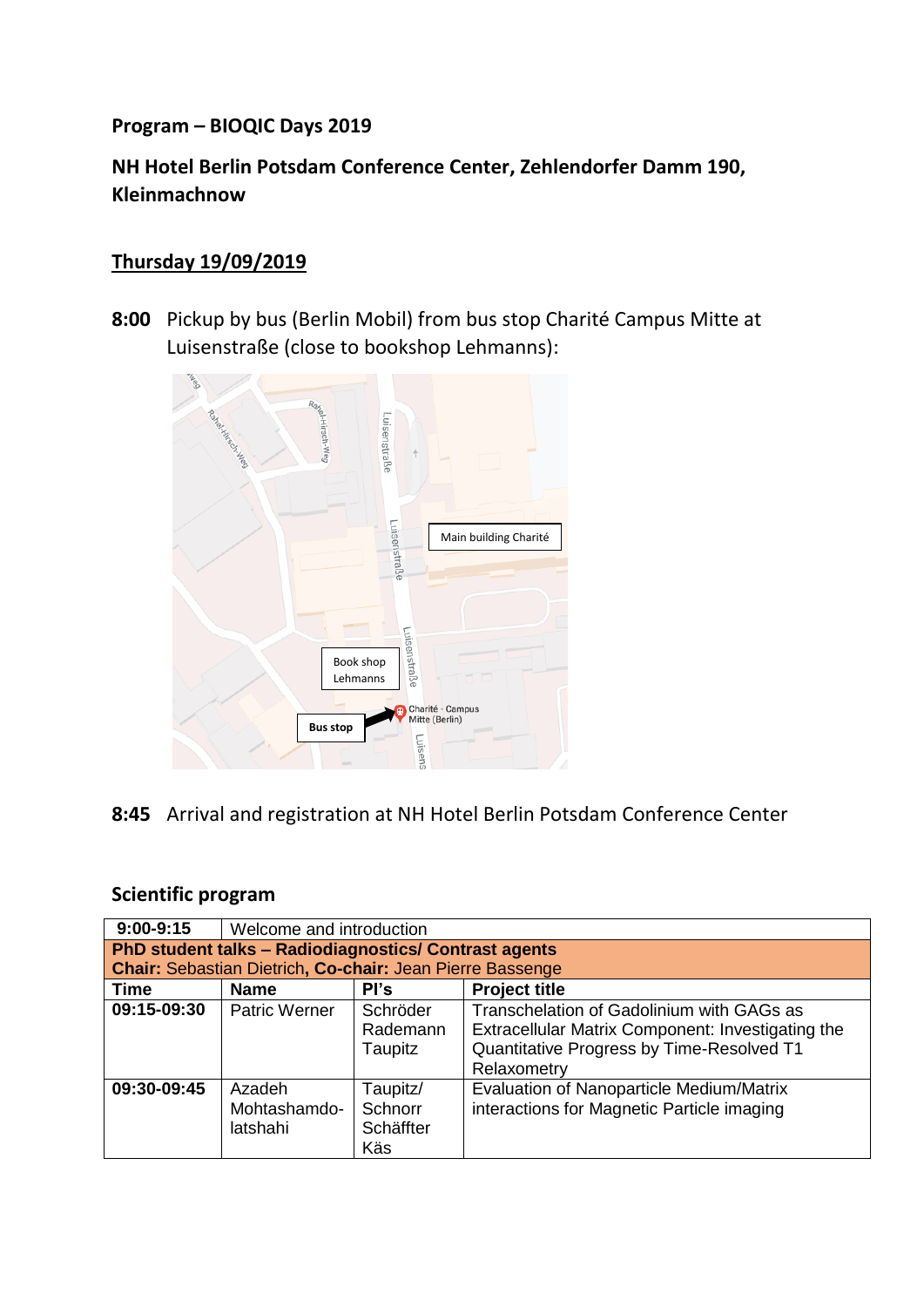**Program – BIOQIC Days 2019**

**NH Hotel Berlin Potsdam Conference Center, Zehlendorfer Damm 190, Kleinmachnow**

**Thursday 19/09/2019**

**8:00** Pickup by bus (Berlin Mobil) from bus stop Charité Campus Mitte at Luisenstraße (close to bookshop Lehmanns):

**8:45** Arrival and registration at NH Hotel Berlin Potsdam Conference Center

## Scientific program

| **9:00-9:15** | Welcome and introduction | | |
|---|---|---|---|
| **PhD student talks – Radiodiagnostics/ Contrast agents** **Chair:** Sebastian Dietrich, **Co-chair:** Jean Pierre Bassenge | | | |
| **Time** | **Name** | **PI's** | **Project title** |
| **09:15-09:30** | Patric Werner | Schröder Rademann Taupitz | Transchelation of Gadolinium with GAGs as Extracellular Matrix Component: Investigating the Quantitative Progress by Time-Resolved T1 Relaxometry |
| **09:30-09:45** | Azadeh Mohtashamdo-latshahi | Taupitz/ Schnorr Schäffter Käs | Evaluation of Nanoparticle Medium/Matrix interactions for Magnetic Particle imaging |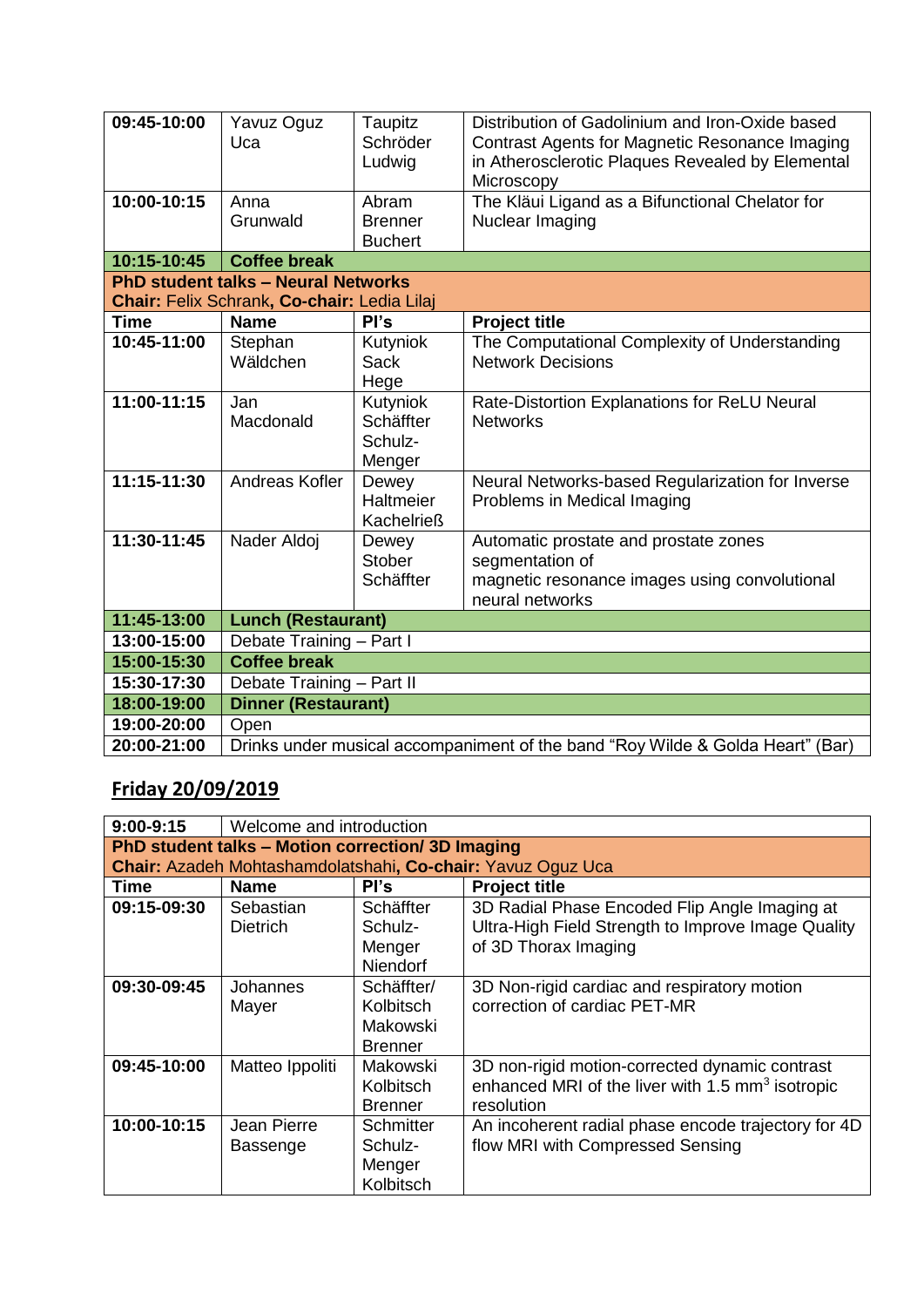| 09:45-10:00 | Yavuz Oguz Uca | Taupitz Schröder Ludwig | Distribution of Gadolinium and Iron-Oxide based Contrast Agents for Magnetic Resonance Imaging in Atherosclerotic Plaques Revealed by Elemental Microscopy |
|---|---|---|---|
| 10:00-10:15 | Anna Grunwald | Abram Brenner Buchert | The Kläui Ligand as a Bifunctional Chelator for Nuclear Imaging |
| **10:15-10:45** | **Coffee break** | | |
| **PhD student talks – Neural Networks** **Chair:** Felix Schrank, **Co-chair:** Ledia Lilaj | | | |
| **Time** | **Name** | **PI's** | **Project title** |
| 10:45-11:00 | Stephan Wäldchen | Kutyniok Sack Hege | The Computational Complexity of Understanding Network Decisions |
| 11:00-11:15 | Jan Macdonald | Kutyniok Schäffter Schulz-Menger | Rate-Distortion Explanations for ReLU Neural Networks |
| 11:15-11:30 | Andreas Kofler | Dewey Haltmeier Kachelrieß | Neural Networks-based Regularization for Inverse Problems in Medical Imaging |
| 11:30-11:45 | Nader Aldoj | Dewey Stober Schäffter | Automatic prostate and prostate zones segmentation of magnetic resonance images using convolutional neural networks |
| **11:45-13:00** | **Lunch (Restaurant)** | | |
| 13:00-15:00 | Debate Training – Part I | | |
| **15:00-15:30** | **Coffee break** | | |
| 15:30-17:30 | Debate Training – Part II | | |
| **18:00-19:00** | **Dinner (Restaurant)** | | |
| 19:00-20:00 | Open | | |
| 20:00-21:00 | Drinks under musical accompaniment of the band "Roy Wilde & Golda Heart" (Bar) | | |

## Friday 20/09/2019

| 9:00-9:15 | Welcome and introduction | | |
|---|---|---|---|
| **PhD student talks – Motion correction/ 3D Imaging** **Chair:** Azadeh Mohtashamdolatshahi, **Co-chair:** Yavuz Oguz Uca | | | |
| **Time** | **Name** | **PI's** | **Project title** |
| 09:15-09:30 | Sebastian Dietrich | Schäffter Schulz-Menger Niendorf | 3D Radial Phase Encoded Flip Angle Imaging at Ultra-High Field Strength to Improve Image Quality of 3D Thorax Imaging |
| 09:30-09:45 | Johannes Mayer | Schäffter/ Kolbitsch Makowski Brenner | 3D Non-rigid cardiac and respiratory motion correction of cardiac PET-MR |
| 09:45-10:00 | Matteo Ippoliti | Makowski Kolbitsch Brenner | 3D non-rigid motion-corrected dynamic contrast enhanced MRI of the liver with 1.5 $mm^3$ isotropic resolution |
| 10:00-10:15 | Jean Pierre Bassenge | Schmitter Schulz-Menger Kolbitsch | An incoherent radial phase encode trajectory for 4D flow MRI with Compressed Sensing |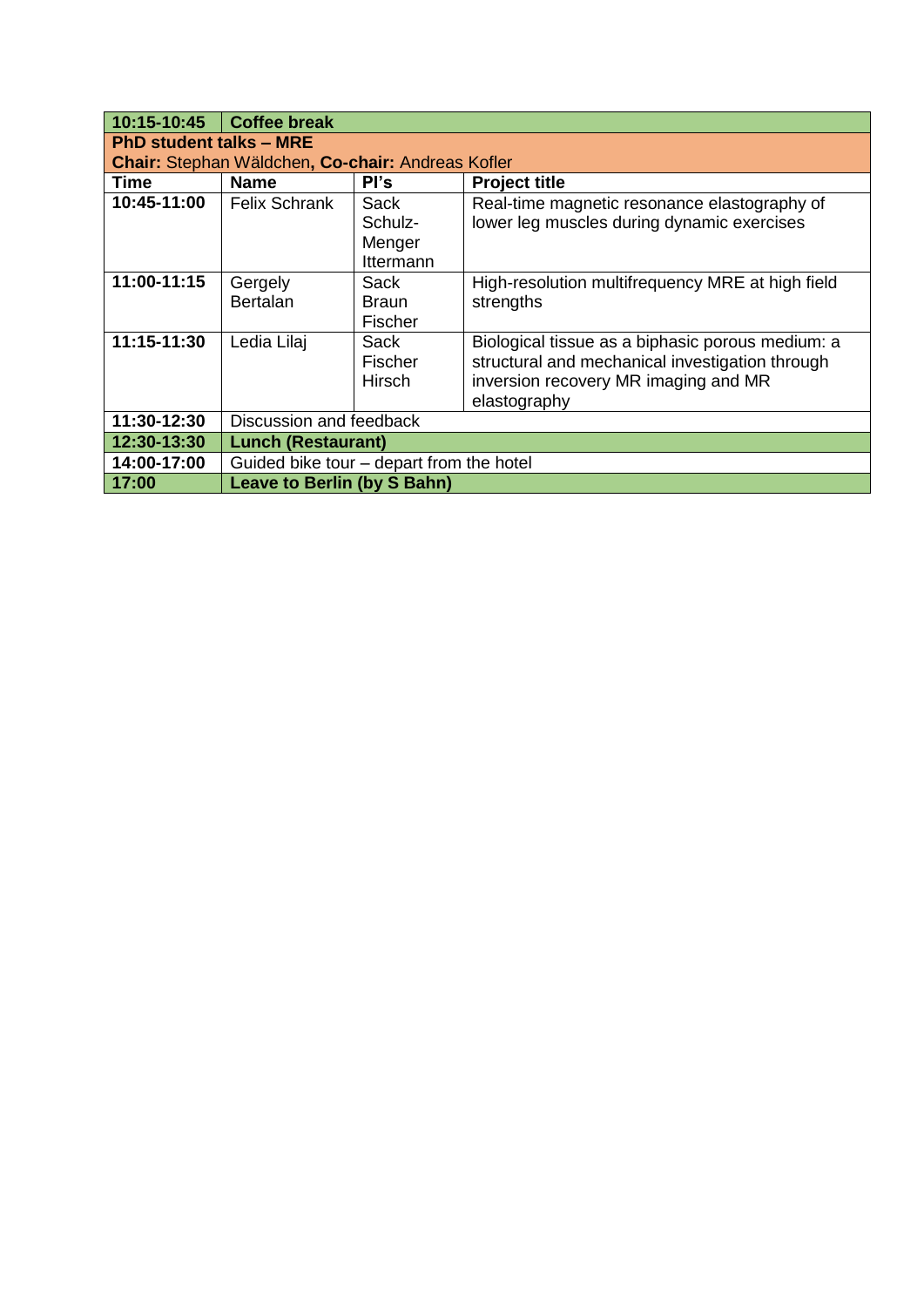| | | | |
|---|---|---|---|
| **10:15-10:45** | **Coffee break** | | |
| **PhD student talks – MRE** | | | |
| **Chair:** Stephan Wäldchen**, Co-chair:** Andreas Kofler | | | |
| **Time** | **Name** | **PI's** | **Project title** |
| **10:45-11:00** | Felix Schrank | Sack Schulz-Menger Ittermann | Real-time magnetic resonance elastography of lower leg muscles during dynamic exercises |
| **11:00-11:15** | Gergely Bertalan | Sack Braun Fischer | High-resolution multifrequency MRE at high field strengths |
| **11:15-11:30** | Ledia Lilaj | Sack Fischer Hirsch | Biological tissue as a biphasic porous medium: a structural and mechanical investigation through inversion recovery MR imaging and MR elastography |
| **11:30-12:30** | Discussion and feedback | | |
| **12:30-13:30** | **Lunch (Restaurant)** | | |
| **14:00-17:00** | Guided bike tour – depart from the hotel | | |
| **17:00** | **Leave to Berlin (by S Bahn)** | | |